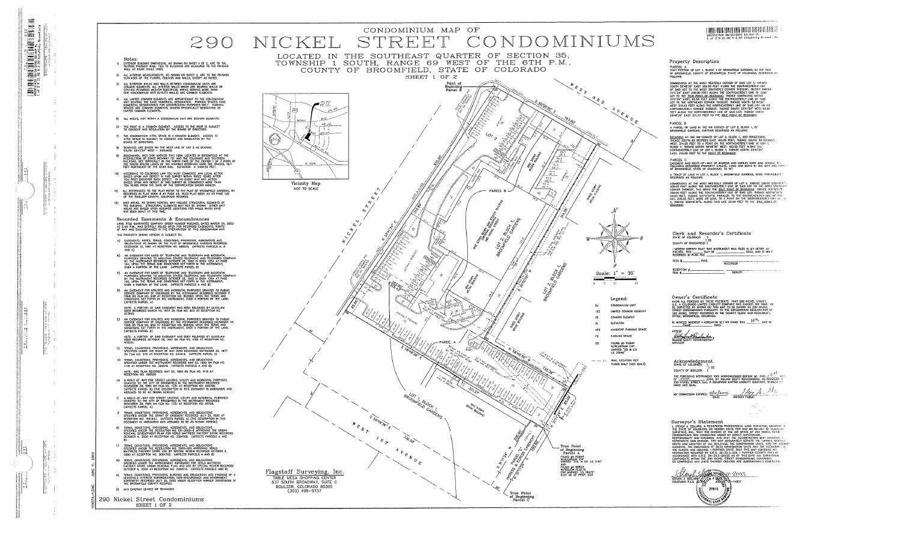# CONDOMINIUM MAP OF
# 290 NICKEL STREET CONDOMINIUMS

LOCATED IN THE SOUTHEAST QUARTER OF SECTION 35, TOWNSHIP 1 SOUTH, RANGE 69 WEST OF THE 6TH P.M., COUNTY OF BROOMFIELD, STATE OF COLORADO

SHEET 1 OF 2

## Notes:

1) EXTERIOR BUILDING DIMENSIONS, AS SHOWN ON SHEET 1 OF 2, ARE TO THE OUTSIDE FINISHED WALL. TIES TO BUILDINGS ARE MEASURED TO THE FINISHED WALL AT RIGHT ANGLE LINES.

2) ALL INTERIOR MEASUREMENTS, AS SHOWN ON SHEET 2, ARE TO THE FINISHED SURFACES OF THE FLOORS, CEILINGS AND WALLS, EXCEPT AS NOTED.

3) ALL EXTERIOR WALLS AND WALLS BETWEEN CONDOMINIUM UNITS ARE COMMON ELEMENTS. ALL INTERIOR WALLS WHICH ARE BEARING WALLS OR CONTAIN PLUMBING AND/OR ELECTRICAL WIRING SERVING MORE THAN ONE CONDOMINIUM UNIT (UTILITY WALLS) ARE COMMON ELEMENTS.

4) ALL LIMITED COMMON ELEMENTS ARE APPURTENANT TO THE CONDOMINIUM UNIT BEARING THE SAME NUMERICAL DESIGNATION. PARKING SPACES HAVE NUMERICAL DESIGNATIONS FOR IDENTIFICATION PURPOSES ONLY. PARKING SPACES ARE COMMON ELEMENTS, UNLESS SPECIFICALLY DESIGNATED AS LIMITED COMMON ELEMENTS.

5) ALL WALKS, NOT WITHIN A CONDOMINIUM UNIT ARE COMMON ELEMENTS.

6) THE ROOF IS A COMMON ELEMENT. ACCESS TO THE ROOF IS SUBJECT TO CONSENT AND REGULATION BY THE BOARD OF DIRECTORS.

7) THE CONDOMINIUM ATTIC SPACE IS A COMMON ELEMENT. ACCESS TO ATTIC SPACE IS SUBJECT TO CONSENT AND REGULATION BY THE BOARD OF DIRECTORS.

8) BEARINGS ARE BASED ON THE WEST LINE OF LOT 2 AS BEARING SOUTH 33°47'24" WEST -- ASSUMED.

9) BENCHMARK: NGS DISK MARKED T412 1984, LOCATED IN BROOMFIELD AT THE INTERSECTION OF STATE HIGHWAY 121 AND THE COLORADO AND SOUTHERN RAILROAD, SET VERTICALLY IN THE NORTH FACE OF THE CENTER 1 OF 3 PIERS OF THE SOUTH BOUND LANES OF THE HIGHWAY OVERPASS OVER THE TRACKS, 18.7 FEET NORTHEAST OF THE NEAR RAIL. ELEVATION = 5404.29 FEET.

10) ACCORDING TO COLORADO LAW YOU MUST COMMENCE ANY LEGAL ACTION BASED UPON ANY DEFECT IN THIS SURVEY WITHIN THREE YEARS AFTER YOU FIRST DISCOVER SUCH DEFECT. IN NO EVENT MAY ANY ACTION BASED UPON ANY DEFECT IN THIS SURVEY BE COMMENCED MORE THAN TEN YEARS FROM THE DATE OF THE CERTIFICATION SHOWN HEREON.

11) ALL REFERENCES TO THE PLAT REFER TO THE PLAT OF BROOMFIELD GARDENS, AS RECORDED IN PLAT BOOK 8 AT PAGE 43, FILED PLAT BOOK A2 AT PAGE 109 OF THE BOULDER COUNTY, COLORADO RECORDS.

12) UNIT AREAS, AS SHOWN HEREON, MAY INCLUDE STRUCTURAL ELEMENTS OF THE BUILDING. STRUCTURAL ELEMENTS MAY NOT BE SHOWN. OTHER UNIT AREAS ARE BASED UPON ASSUMED LOCATIONS FOR WALLS WHICH HAVE NOT BEEN BUILT AT THIS TIME.

## Recorded Easements & Encumbrances

LAND TITLE GUARANTEE COMPANY ORDER NUMBER ... DATED MARCH 24, 2003 AT 5:00 P.M. WAS ENTIRELY RELIED UPON FOR RECORDED EASEMENTS, RIGHTS OF WAY AND ENCUMBRANCES IN THE PREPARATION OF THIS CONDOMINIUM MAP.

THE PROPERTY SHOWN HEREON IS SUBJECT TO:

A) EASEMENTS, NOTES, TERMS, CONDITIONS, PROVISIONS, AGREEMENTS AND OBLIGATIONS AS SHOWN ON THE PLAT OF BROOMFIELD GARDENS RECORDED DECEMBER 12, 1961 AT RECEPTION NO. 689015. (AFFECTS PARCELS A, B AND C)

B) AN EASEMENT FOR LINES OF TELEPHONE AND TELEGRAPH AND INCIDENTAL PURPOSES GRANTED TO MOUNTAIN STATES TELEPHONE AND TELEGRAPH COMPANY BY THE INSTRUMENT RECORDED OCTOBER 26, 1962 IN BOOK 1254 AT PAGE 104, UPON THE TERMS AND CONDITIONS SET FORTH IN THE INSTRUMENT, OVER A PORTION OF THE LAND. (AFFECTS PARCEL B)

C) AN EASEMENT FOR LINES OF TELEPHONE AND TELEGRAPH AND INCIDENTAL PURPOSES GRANTED TO MOUNTAIN STATES TELEPHONE AND TELEGRAPH COMPANY BY THE INSTRUMENT RECORDED OCTOBER 26, 1962 IN BOOK 1254 AT PAGE 105, UPON THE TERMS AND CONDITIONS SET FORTH IN THE INSTRUMENT, OVER A PORTION OF THE LAND. (AFFECTS PARCELS A AND B)

D) AN EASEMENT FOR UTILITIES AND INCIDENTAL PURPOSES GRANTED TO PUBLIC SERVICE COMPANY OF COLORADO BY THE INSTRUMENT RECORDED OCTOBER 7, 1968 ON FILM NO. 648 AT RECEPTION NO. 903962, UPON THE TERMS AND CONDITIONS SET FORTH IN THE INSTRUMENT, OVER A PORTION OF THE LAND. (AFFECTS PARCEL A)

NOTE: A PORTION OF SAID EASEMENT HAS BEEN RELEASED BY QUITCLAIM DEED RECORDED MARCH 10, 1977 ON FILM NO. 953 AT RECEPTION NO. 213803.

E) AN EASEMENT FOR UTILITIES AND INCIDENTAL PURPOSES GRANTED TO PUBLIC SERVICE COMPANY OF COLORADO BY THE INSTRUMENT RECORDED NOVEMBER 14, 1968 ON FILM NO. 652 AT RECEPTION NO. 906530, UPON THE TERMS AND CONDITIONS SET FORTH IN THE INSTRUMENT, OVER A PORTION OF THE LAND. (AFFECTS PARCEL B)

NOTE: A PORTION OF SAID EASEMENT HAS BEEN RELEASED BY QUITCLAIM DEED RECORDED OCTOBER 28, 1981 ON FILM NO. 1165 AT RECEPTION NO. 470331.

F) TERMS, CONDITIONS, PROVISIONS, AGREEMENTS, AND OBLIGATIONS SPECIFIED UNDER THE RIGHT OF WAY DEED RECORDED SEPTEMBER 26, 1977 ON FILM NO. 979 AT RECEPTION NO. 244613. (AFFECTS PARCEL C)

G) TERMS, CONDITIONS, PROVISIONS, AGREEMENTS, AND OBLIGATIONS SPECIFIED UNDER THE INSTRUMENT RECORDED MAY 22, 1980 ON FILM NO. 1118 AT RECEPTION NO. 396518. (AFFECTS PARCELS A AND B)

NOTE: SITE PLAN RECORDED MAY 22, 1980 ON FILM NO. 1118 AT RECEPTION NO. 396555.

H) A RIGHT OF WAY FOR STREET LIGHTING, UTILITY AND INCIDENTAL PURPOSES GRANTED TO THE CITY OF BROOMFIELD IN THE INSTRUMENT RECORDED NOVEMBER 29, 1984 ON FILM NO. 1331 AT RECEPTION NO. 650704. (AFFECTS PARCEL B) (THE DESCRIPTION IN THIS DOCUMENT IS AMBIGUOUS AND ASSUMED TO BE AS SHOWN HEREON)

I) A RIGHT-OF-WAY FOR STREET LIGHTING, UTILITY AND INCIDENTAL PURPOSES GRANTED TO THE CITY OF BROOMFIELD IN THE INSTRUMENT RECORDED NOVEMBER 29, 1984 ON FILM NO. 1331 AT RECEPTION NO. 65705. (AFFECTS PARCEL A)

J) TERMS, CONDITIONS, PROVISIONS, AGREEMENTS, AND OBLIGATIONS SPECIFIED UNDER THE GRANT OF EASEMENT RECORDED JULY 23, 1990 AT RECEPTION NO. 1041947. (AFFECTS PARCEL A) (THE DESCRIPTION IN THIS DOCUMENT IS AMBIGUOUS AND ASSUMED TO BE AS SHOWN HEREON)

K) TERMS, CONDITIONS, PROVISIONS, AGREEMENTS, AND OBLIGATIONS SPECIFIED UNDER THE RESOLUTION NO. UR-2000-6 APPROVING THE URBAN RENEWAL DEVELOPMENT PLAN FOR VERLO MATTRESS FACTORY STORE RECORDED OCTOBER 6, 2000 AT RECEPTION NO. 2084708. (AFFECTS PARCELS A AND B)

L) TERMS, CONDITIONS, PROVISIONS, AGREEMENTS, AND OBLIGATIONS SPECIFIED UNDER THE RESOLUTION NO. 2000-169 APPROVING VERLO MATTRESS FACTORY STORE USE BY SPECIAL REVIEW RECORDED OCTOBER 6, 2000 AT RECEPTION NO. 2084709. (AFFECTS PARCELS A AND B)

M) TERMS, CONDITIONS, PROVISIONS, AGREEMENTS, AND OBLIGATIONS SPECIFIED UNDER THE IMPROVEMENT AGREEMENT FOR VERLO MATTRESS FACTORY STORE URBAN RENEWAL PLAN AND USE BY SPECIAL REVIEW RECORDED OCTOBER 6, 2000 AT RECEPTION NO. 2084710. (AFFECTS PARCELS A AND B)

N) TERMS, CONDITIONS, PROVISIONS, BURDENS AND OBLIGATIONS AND EVIDENCE OF A LEASEHOLD INTEREST SUBORDINATION, NON-DISTURBANCE AND ATTORNMENT AGREEMENT RECORDED JULY 29, 2002 UNDER RECEPTION NUMBER 2002010265 OF THE BROOMFIELD COUNTY RECORDS.

O) ANY EXISTING LEASES OR TENANCIES.

## Property Description

### PARCEL A

THAT PORTION OF LOT 1, BLOCK 1 OF BROOMFIELD GARDENS, IN THE CITY OF BROOMFIELD, COUNTY OF BROOMFIELD, STATE OF COLORADO, DESCRIBED AS FOLLOWS:

COMMENCING AT THE MOST WESTERLY CORNER OF SAID LOT 1; THENCE SOUTH 56°48'36" EAST 330.00 FEET ALONG THE SOUTHWESTERLY LINE OF SAID LOT TO THE MOST SOUTHERLY CORNER THEREOF; THENCE NORTH 33°11'24" EAST 200.00 FEET ALONG THE SOUTHEASTERLY LINE OF SAID LOT TO THE TRUE POINT OF BEGINNING; THENCE CONTINUING NORTH 33°11'24" EAST 60.50 FEET ALONG THE SOUTHEASTERLY LINE OF SAID LOT TO THE NORTHERLY CORNER THEREOF; THENCE NORTH 56°48'36" WEST 316.43 FEET ALONG THE NORTHEASTERLY LINE OF SAID LOT TO ITS NORTHWESTERLY CORNER THEREOF; THENCE SOUTH 33°47'24" WEST 60.50 FEET ALONG THE NORTHWESTERLY LINE OF SAID LOT; THENCE SOUTH 56°48'36" EAST 331.27 FEET TO THE TRUE POINT OF BEGINNING.

### PARCEL B

A PARCEL OF LAND IN THE NW CORNER OF LOT 2, BLOCK 1, OF BROOMFIELD GARDENS, FURTHER DESCRIBED AS FOLLOWS:

BEGINNING AT THE NW CORNER OF LOT 2, BLOCK 1, AND PROCEEDING THENCE SOUTH 56 DEGREES EAST 163.00 FEET; THENCE SOUTH 33 DEGREES WEST, 214.05 FEET TO A POINT ON THE NORTHEASTERLY LINE OF LOT 1, BLOCK 1; THENCE NORTH 56°48'36" WEST, 163.63 FEET ALONG THE NORTHEASTERLY LINE OF LOT 1, BLOCK 1; THENCE NORTH 33°47'24" EAST, 210.88 FEET TO THE POINT OF BEGINNING.

### PARCEL C

EASEMENT AND RIGHT-OF-WAY OF INGRESS AND EGRESS OVER AND ACROSS THE FOLLOWING DESCRIBED PROPERTY SITUATE, LYING AND BEING IN THE CITY AND COUNTY OF BROOMFIELD, STATE OF COLORADO, TO WIT:

A TRACT OF LAND IN LOT 1, BLOCK 1, BROOMFIELD GARDENS, MORE PARTICULARLY DESCRIBED AS FOLLOWS:

COMMENCING AT THE MOST WESTERLY CORNER OF LOT 1; THENCE SOUTH 56°48'36" EAST 330.00 FEET ALONG THE SOUTHWESTERLY LINE OF SAID LOT TO THE MOST SOUTHERLY CORNER THEREOF, THE SAME BEING THE TRUE POINT OF BEGINNING; THENCE NORTH 33°11'24" EAST 200.00 FEET ALONG THE SOUTHEASTERLY LINE OF SAID LOT; THENCE NORTH 56°48'36" WEST 20.00 FEET; THENCE SOUTH 33°11'24" WEST, PARALLEL TO THE SOUTHEASTERLY LINE OF SAID LOT, 200.00 FEET, MORE OR LESS, TO A POINT ON THE SOUTHWESTERLY LINE OF LOT 1; THENCE SOUTH 56°48'36" EAST, ALONG SAID LINE 20.00 FEET TO THE TRUE POINT OF BEGINNING.

## Clerk and Recorder's Certificate

STATE OF COLORADO )
) SS
COUNTY OF BROOMFIELD )

I HEREBY CERTIFY THAT THIS INSTRUMENT WAS FILED IN MY OFFICE AT ___ O'CLOCK, THIS ___ DAY OF ___________, 2003, AND IS DULY RECORDED IN PLAN FILE ________.

FEES $ ______ PAID. ______________ RECORDER

RECEPTION # ______________
FILM # ______________ ______________ DEPUTY

## Owner's Certificate

KNOW ALL PERSONS BY THESE PRESENTS: THAT 290 NICKEL STREET, LLC, A COLORADO LIMITED LIABILITY COMPANY HAS CAUSED THE SAME TO BE SUBJECTED AS SHOWN ON THIS MAP TO BE KNOWN AS 290 NICKEL STREET CONDOMINIUMS PURSUANT TO THE CONDOMINIUM DECLARATION OF 290 NICKEL STREET RECORDED IN THE COUNTY CLERK AND RECORDER'S OFFICE, BROOMFIELD, COLORADO.

IN WITNESS WHEREOF I HEREUNTO SET MY HAND THIS 16th DAY OF June 2003.

ATTEST:
WILLIAM SCOTT REICHENBERG
MANAGER

## Acknowledgment

STATE OF COLORADO )
) SS
COUNTY OF BOULDER )

THE FOREGOING INSTRUMENT WAS ACKNOWLEDGED BEFORE ME THIS 16th DAY OF June 2003, BY WILLIAM SCOTT REICHENBERG AS MANAGER OF 290 NICKEL STREET, LLC, A COLORADO LIMITED LIABILITY COMPANY. WITNESS MY HAND AND SEAL.

MY COMMISSION EXPIRES: ________ DATE ________ NOTARY PUBLIC

## Surveyor's Statement

I, STEVEN A. SELLARS, A REGISTERED PROFESSIONAL LAND SURVEYOR, LICENSED IN THE STATE OF COLORADO, DO HEREBY STATE FOR AND ON BEHALF OF FLAGSTAFF SURVEYING, INC., THAT THE DIVISION OF THE AIR SPACE OF 290 NICKEL STREET CONDOMINIUMS WAS CONDUCTED UNDER MY DIRECT SUPERVISION, RESPONSIBILITY AND CHECKING, AND THAT THE ACCOMPANYING MAP ACCURATELY REPRESENTS SAID DIVISION. THIS MAP ACCURATELY DEPICTS THE HORIZONTAL MEASUREMENTS AND LOCATION OF ALL BUILDINGS, THE CONDOMINIUM UNITS, AND THE COMMON ELEMENTS, THE DIMENSIONS OF SUCH CONDOMINIUM UNITS AND THE ELEVATIONS OF THE FLOORS AND CEILINGS. I FURTHER STATE THAT THIS MAP CONTAINS ALL INFORMATION REQUIRED BY C.R.S. 38-33.3-209. I FURTHER STATE THAT, IN ACCORDANCE WITH C.R.S. 38-33.3-201(2) AS OF THIS DATE ALL STRUCTURAL COMPONENTS WITHIN THE 290 NICKEL STREET CONDOMINIUMS CONTAINING OR COMPRISING ANY UNITS THEREBY CREATED ARE SUBSTANTIALLY COMPLETED.

STEVEN A. SELLARS
COLORADO P.L.S. 27613

## Legend:

| Symbol | Description |
| --- | --- |
| CU | CONDOMINIUM UNIT |
| LCE | LIMITED COMMON ELEMENT |
| CE | COMMON ELEMENT |
| EL | ELEVATION |
| HPS | HANDICAP PARKING SPACE |
| PS | PARKING SPACE |
| | FOUND #5 REBAR W/ALUMINUM CAP MARKED "DB & CO. LS 25646" |
| | WALL LOCATION PER PLANS ONLY (NOT BUILT) |

Scale: 1" = 30'

Vicinity Map
NOT TO SCALE

Flagstaff Surveying, Inc.
TABLE MESA SHOPPING CENTER
637 SOUTH BROADWAY, SUITE C
BOULDER, COLORADO 80305
(303) 499-9737

290 Nickel Street Condominiums
SHEET 1 OF 2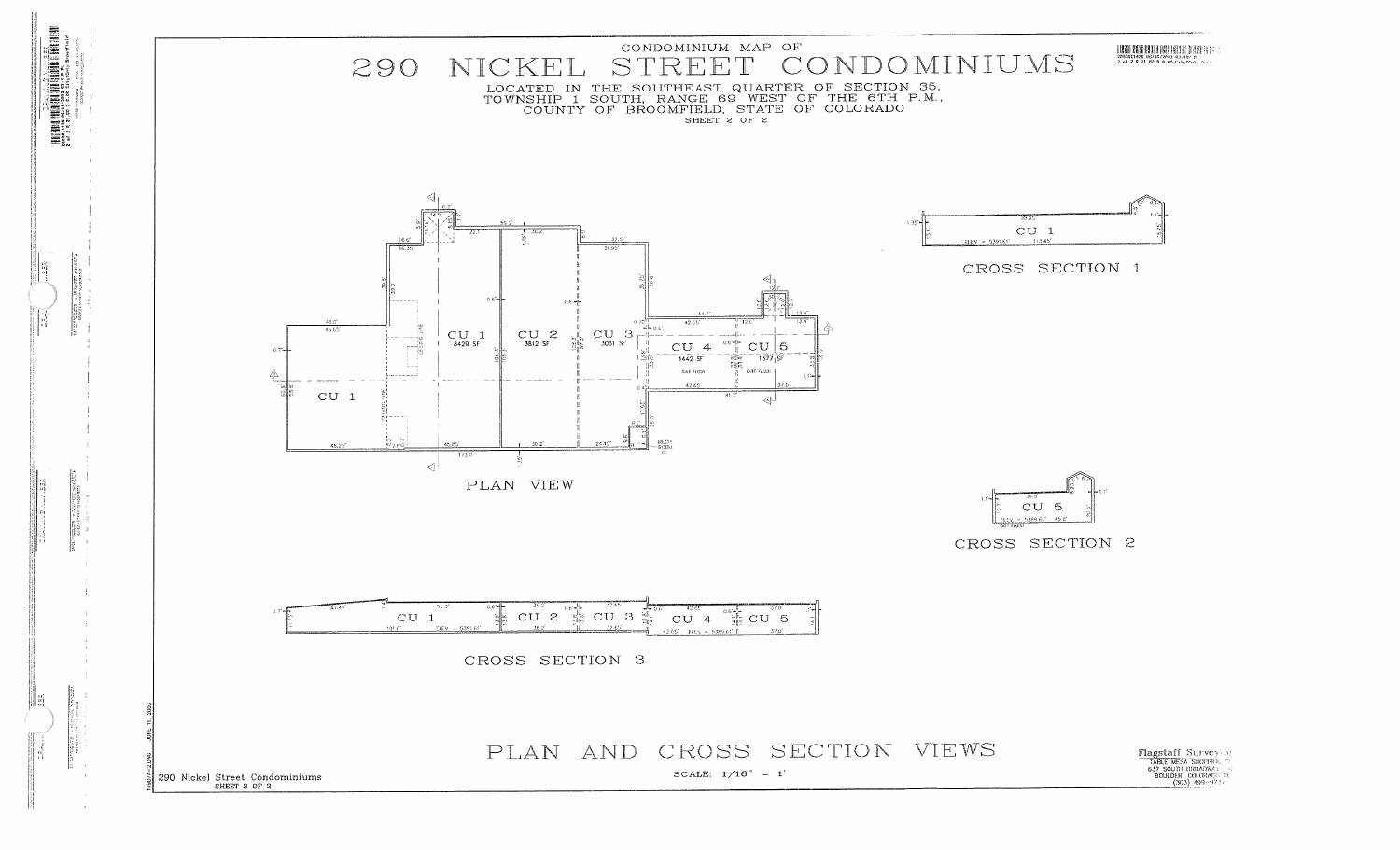CONDOMINIUM MAP OF

# 290 NICKEL STREET CONDOMINIUMS

LOCATED IN THE SOUTHEAST QUARTER OF SECTION 35, TOWNSHIP 1 SOUTH, RANGE 69 WEST OF THE 6TH P.M., COUNTY OF BROOMFIELD, STATE OF COLORADO

SHEET 2 OF 2

CU 1
8429 SF

CU 2
3812 SF

CU 3
3061 SF

CU 4
1442 SF

CU 5
1377 SF

PLAN VIEW

CU 1

ELEV. = 5391.61'

CROSS SECTION 1

CU 5

ELEV. = 5388.61'

CROSS SECTION 2

CU 1 CU 2 CU 3 CU 4 CU 5

CROSS SECTION 3

## PLAN AND CROSS SECTION VIEWS

SCALE: 1/16" = 1'

Flagstaff Surveying
TABLE MESA SHOPPING
637 SOUTH BROADWAY
BOULDER, COLORADO
(303) 499-9737

290 Nickel Street Condominiums
SHEET 2 OF 2

JUNE 11, 2003